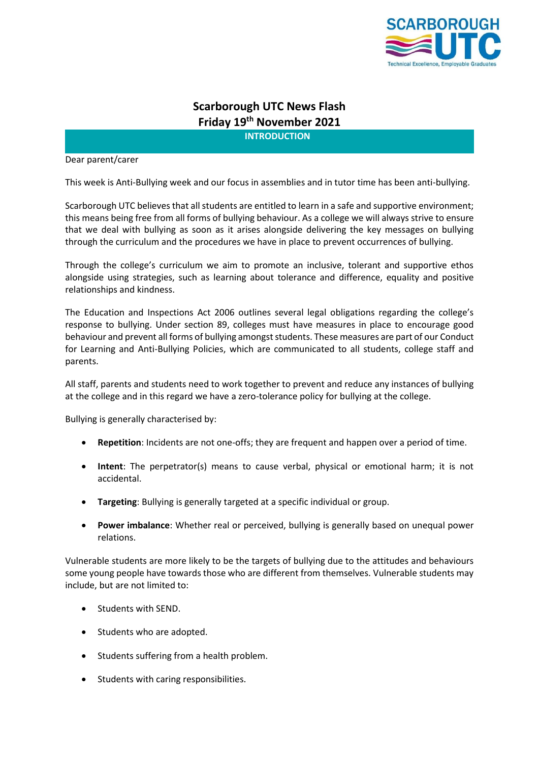# Scarborough UTC News Flash
## Friday 19th November 2021

### INTRODUCTION

Dear parent/carer

This week is Anti-Bullying week and our focus in assemblies and in tutor time has been anti-bullying.

Scarborough UTC believes that all students are entitled to learn in a safe and supportive environment; this means being free from all forms of bullying behaviour. As a college we will always strive to ensure that we deal with bullying as soon as it arises alongside delivering the key messages on bullying through the curriculum and the procedures we have in place to prevent occurrences of bullying.

Through the college's curriculum we aim to promote an inclusive, tolerant and supportive ethos alongside using strategies, such as learning about tolerance and difference, equality and positive relationships and kindness.

The Education and Inspections Act 2006 outlines several legal obligations regarding the college's response to bullying. Under section 89, colleges must have measures in place to encourage good behaviour and prevent all forms of bullying amongst students. These measures are part of our Conduct for Learning and Anti-Bullying Policies, which are communicated to all students, college staff and parents.

All staff, parents and students need to work together to prevent and reduce any instances of bullying at the college and in this regard we have a zero-tolerance policy for bullying at the college.

Bullying is generally characterised by:

- **Repetition**: Incidents are not one-offs; they are frequent and happen over a period of time.
- **Intent**: The perpetrator(s) means to cause verbal, physical or emotional harm; it is not accidental.
- **Targeting**: Bullying is generally targeted at a specific individual or group.
- **Power imbalance**: Whether real or perceived, bullying is generally based on unequal power relations.

Vulnerable students are more likely to be the targets of bullying due to the attitudes and behaviours some young people have towards those who are different from themselves. Vulnerable students may include, but are not limited to:

- Students with SEND.
- Students who are adopted.
- Students suffering from a health problem.
- Students with caring responsibilities.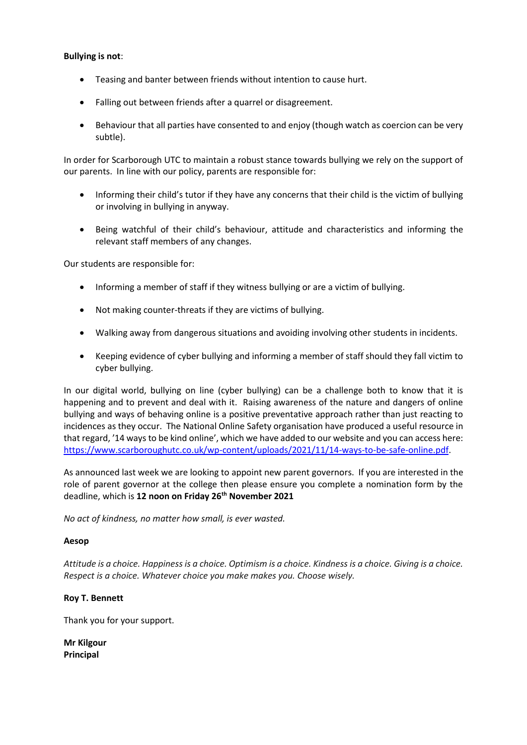**Bullying is not**:

- Teasing and banter between friends without intention to cause hurt.
- Falling out between friends after a quarrel or disagreement.
- Behaviour that all parties have consented to and enjoy (though watch as coercion can be very subtle).

In order for Scarborough UTC to maintain a robust stance towards bullying we rely on the support of our parents. In line with our policy, parents are responsible for:

- Informing their child's tutor if they have any concerns that their child is the victim of bullying or involving in bullying in anyway.
- Being watchful of their child's behaviour, attitude and characteristics and informing the relevant staff members of any changes.

Our students are responsible for:

- Informing a member of staff if they witness bullying or are a victim of bullying.
- Not making counter-threats if they are victims of bullying.
- Walking away from dangerous situations and avoiding involving other students in incidents.
- Keeping evidence of cyber bullying and informing a member of staff should they fall victim to cyber bullying.

In our digital world, bullying on line (cyber bullying) can be a challenge both to know that it is happening and to prevent and deal with it. Raising awareness of the nature and dangers of online bullying and ways of behaving online is a positive preventative approach rather than just reacting to incidences as they occur. The National Online Safety organisation have produced a useful resource in that regard, '14 ways to be kind online', which we have added to our website and you can access here: https://www.scarboroughutc.co.uk/wp-content/uploads/2021/11/14-ways-to-be-safe-online.pdf.

As announced last week we are looking to appoint new parent governors. If you are interested in the role of parent governor at the college then please ensure you complete a nomination form by the deadline, which is **12 noon on Friday 26th November 2021**

*No act of kindness, no matter how small, is ever wasted.*

**Aesop**

*Attitude is a choice. Happiness is a choice. Optimism is a choice. Kindness is a choice. Giving is a choice. Respect is a choice. Whatever choice you make makes you. Choose wisely.*

**Roy T. Bennett**

Thank you for your support.

**Mr Kilgour**
**Principal**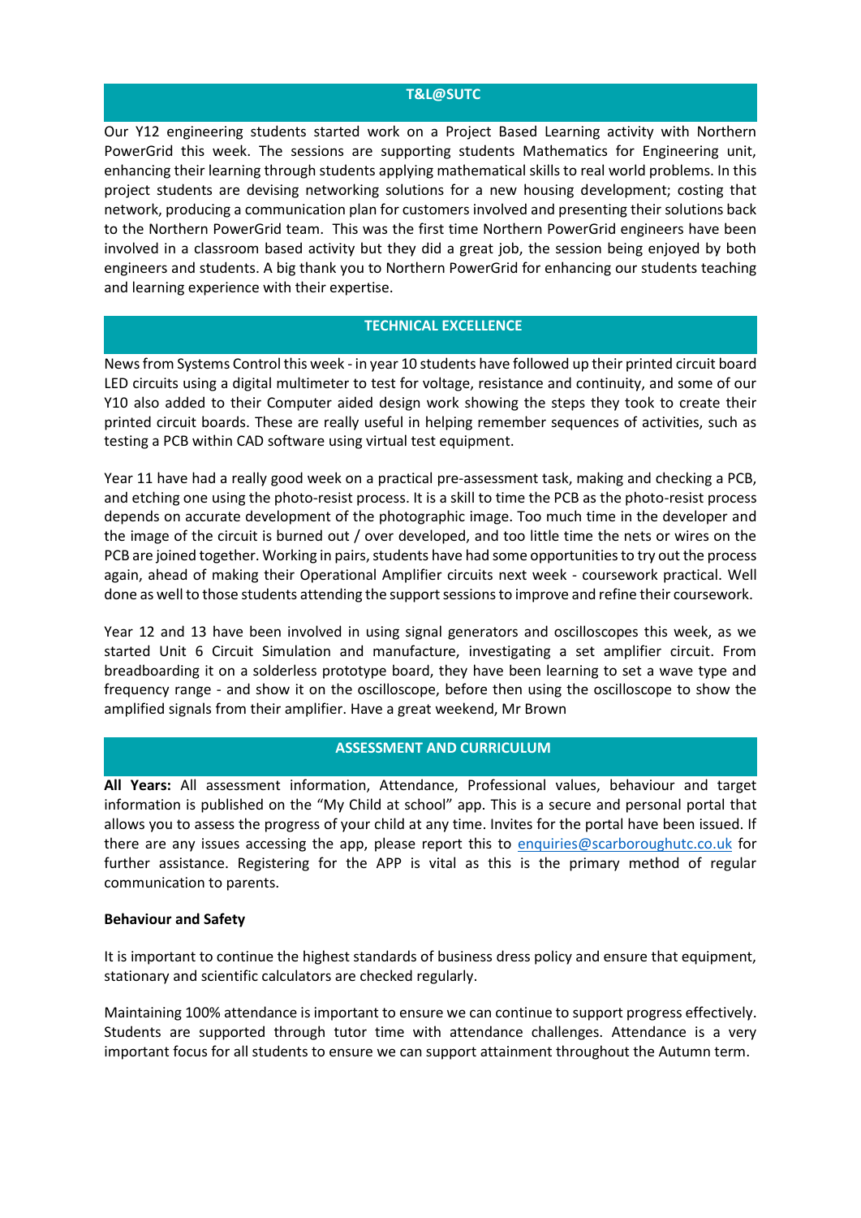## T&L@SUTC

Our Y12 engineering students started work on a Project Based Learning activity with Northern PowerGrid this week. The sessions are supporting students Mathematics for Engineering unit, enhancing their learning through students applying mathematical skills to real world problems. In this project students are devising networking solutions for a new housing development; costing that network, producing a communication plan for customers involved and presenting their solutions back to the Northern PowerGrid team. This was the first time Northern PowerGrid engineers have been involved in a classroom based activity but they did a great job, the session being enjoyed by both engineers and students. A big thank you to Northern PowerGrid for enhancing our students teaching and learning experience with their expertise.

## TECHNICAL EXCELLENCE

News from Systems Control this week - in year 10 students have followed up their printed circuit board LED circuits using a digital multimeter to test for voltage, resistance and continuity, and some of our Y10 also added to their Computer aided design work showing the steps they took to create their printed circuit boards. These are really useful in helping remember sequences of activities, such as testing a PCB within CAD software using virtual test equipment.

Year 11 have had a really good week on a practical pre-assessment task, making and checking a PCB, and etching one using the photo-resist process. It is a skill to time the PCB as the photo-resist process depends on accurate development of the photographic image. Too much time in the developer and the image of the circuit is burned out / over developed, and too little time the nets or wires on the PCB are joined together. Working in pairs, students have had some opportunities to try out the process again, ahead of making their Operational Amplifier circuits next week - coursework practical. Well done as well to those students attending the support sessions to improve and refine their coursework.

Year 12 and 13 have been involved in using signal generators and oscilloscopes this week, as we started Unit 6 Circuit Simulation and manufacture, investigating a set amplifier circuit. From breadboarding it on a solderless prototype board, they have been learning to set a wave type and frequency range - and show it on the oscilloscope, before then using the oscilloscope to show the amplified signals from their amplifier. Have a great weekend, Mr Brown

## ASSESSMENT AND CURRICULUM

**All Years:** All assessment information, Attendance, Professional values, behaviour and target information is published on the "My Child at school" app. This is a secure and personal portal that allows you to assess the progress of your child at any time. Invites for the portal have been issued. If there are any issues accessing the app, please report this to enquiries@scarboroughutc.co.uk for further assistance. Registering for the APP is vital as this is the primary method of regular communication to parents.

**Behaviour and Safety**

It is important to continue the highest standards of business dress policy and ensure that equipment, stationary and scientific calculators are checked regularly.

Maintaining 100% attendance is important to ensure we can continue to support progress effectively. Students are supported through tutor time with attendance challenges. Attendance is a very important focus for all students to ensure we can support attainment throughout the Autumn term.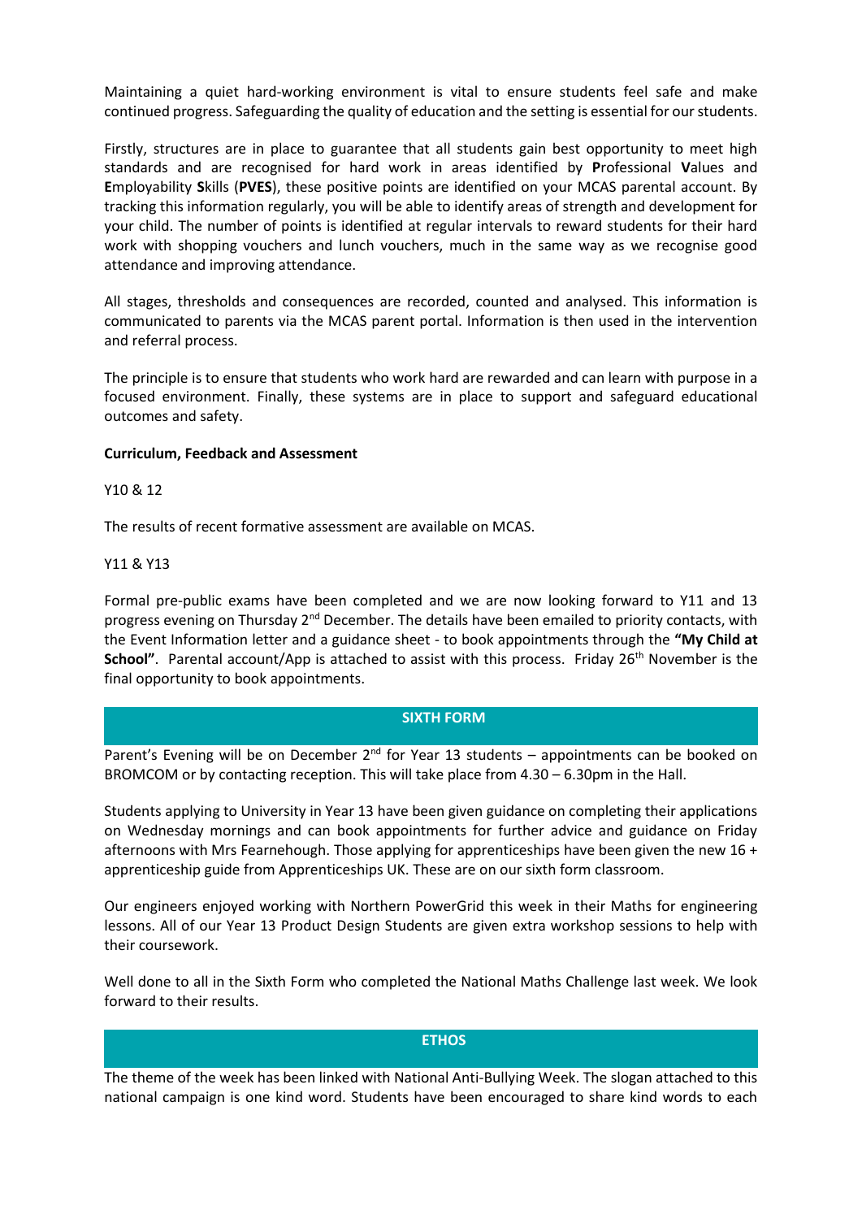Maintaining a quiet hard-working environment is vital to ensure students feel safe and make continued progress. Safeguarding the quality of education and the setting is essential for our students.

Firstly, structures are in place to guarantee that all students gain best opportunity to meet high standards and are recognised for hard work in areas identified by **P**rofessional **V**alues and **E**mployability **S**kills (**PVES**), these positive points are identified on your MCAS parental account. By tracking this information regularly, you will be able to identify areas of strength and development for your child. The number of points is identified at regular intervals to reward students for their hard work with shopping vouchers and lunch vouchers, much in the same way as we recognise good attendance and improving attendance.

All stages, thresholds and consequences are recorded, counted and analysed. This information is communicated to parents via the MCAS parent portal. Information is then used in the intervention and referral process.

The principle is to ensure that students who work hard are rewarded and can learn with purpose in a focused environment. Finally, these systems are in place to support and safeguard educational outcomes and safety.

**Curriculum, Feedback and Assessment**

Y10 & 12

The results of recent formative assessment are available on MCAS.

Y11 & Y13

Formal pre-public exams have been completed and we are now looking forward to Y11 and 13 progress evening on Thursday 2nd December. The details have been emailed to priority contacts, with the Event Information letter and a guidance sheet - to book appointments through the **"My Child at School"**. Parental account/App is attached to assist with this process. Friday 26th November is the final opportunity to book appointments.

## SIXTH FORM

Parent's Evening will be on December 2nd for Year 13 students – appointments can be booked on BROMCOM or by contacting reception. This will take place from 4.30 – 6.30pm in the Hall.

Students applying to University in Year 13 have been given guidance on completing their applications on Wednesday mornings and can book appointments for further advice and guidance on Friday afternoons with Mrs Fearnehough. Those applying for apprenticeships have been given the new 16 + apprenticeship guide from Apprenticeships UK. These are on our sixth form classroom.

Our engineers enjoyed working with Northern PowerGrid this week in their Maths for engineering lessons. All of our Year 13 Product Design Students are given extra workshop sessions to help with their coursework.

Well done to all in the Sixth Form who completed the National Maths Challenge last week. We look forward to their results.

## ETHOS

The theme of the week has been linked with National Anti-Bullying Week. The slogan attached to this national campaign is one kind word. Students have been encouraged to share kind words to each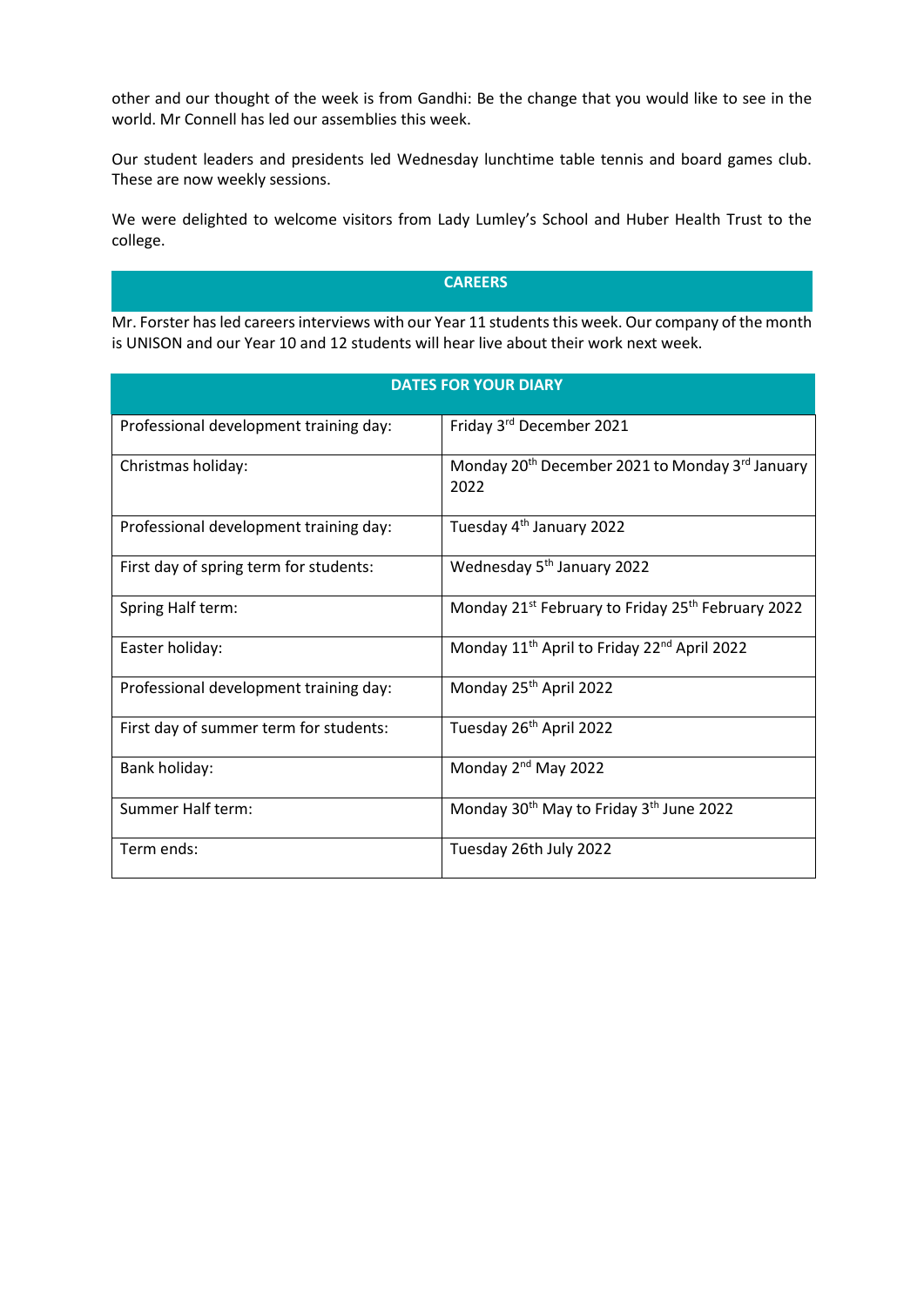other and our thought of the week is from Gandhi: Be the change that you would like to see in the world. Mr Connell has led our assemblies this week.

Our student leaders and presidents led Wednesday lunchtime table tennis and board games club. These are now weekly sessions.

We were delighted to welcome visitors from Lady Lumley's School and Huber Health Trust to the college.

## CAREERS

Mr. Forster has led careers interviews with our Year 11 students this week. Our company of the month is UNISON and our Year 10 and 12 students will hear live about their work next week.

## DATES FOR YOUR DIARY

| | |
|---|---|
| Professional development training day: | Friday 3rd December 2021 |
| Christmas holiday: | Monday 20th December 2021 to Monday 3rd January 2022 |
| Professional development training day: | Tuesday 4th January 2022 |
| First day of spring term for students: | Wednesday 5th January 2022 |
| Spring Half term: | Monday 21st February to Friday 25th February 2022 |
| Easter holiday: | Monday 11th April to Friday 22nd April 2022 |
| Professional development training day: | Monday 25th April 2022 |
| First day of summer term for students: | Tuesday 26th April 2022 |
| Bank holiday: | Monday 2nd May 2022 |
| Summer Half term: | Monday 30th May to Friday 3th June 2022 |
| Term ends: | Tuesday 26th July 2022 |